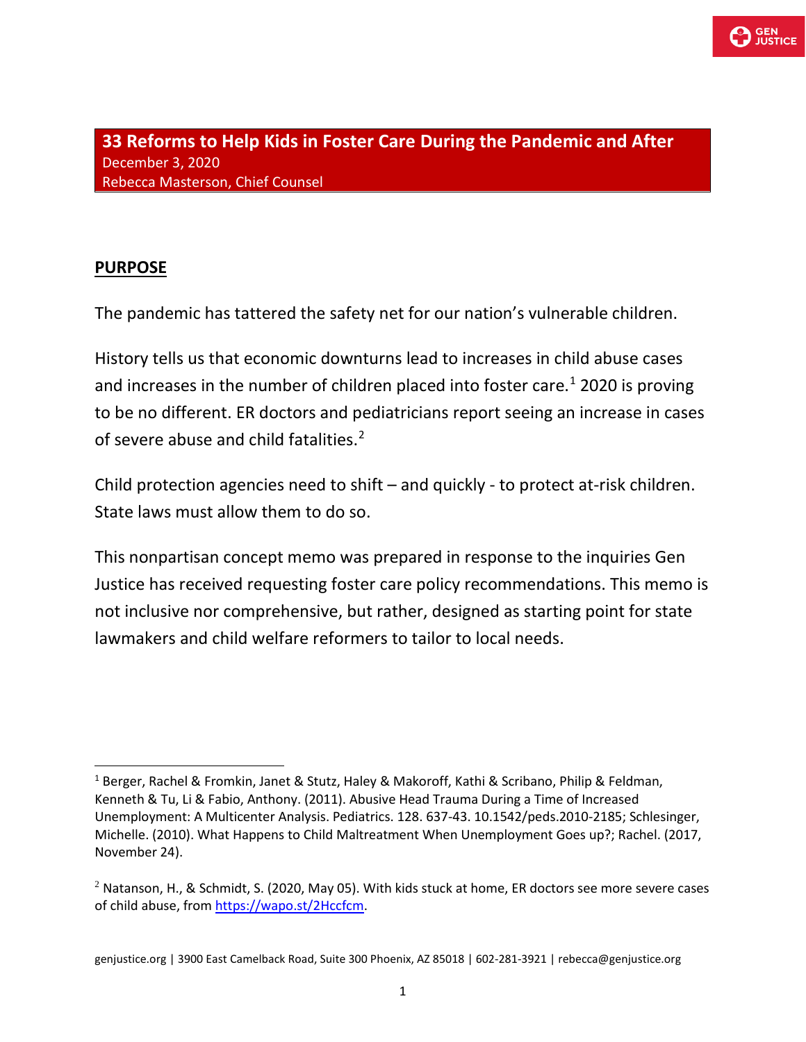# 33 Reforms to Help Kids in Foster Care During the Pandemic and After

December 3, 2020

Rebecca Masterson, Chief Counsel

## PURPOSE

The pandemic has tattered the safety net for our nation's vulnerable children.

History tells us that economic downturns lead to increases in child abuse cases and increases in the number of children placed into foster care.[1] 2020 is proving to be no different. ER doctors and pediatricians report seeing an increase in cases of severe abuse and child fatalities.[2]

Child protection agencies need to shift – and quickly - to protect at-risk children. State laws must allow them to do so.

This nonpartisan concept memo was prepared in response to the inquiries Gen Justice has received requesting foster care policy recommendations. This memo is not inclusive nor comprehensive, but rather, designed as starting point for state lawmakers and child welfare reformers to tailor to local needs.

---

[1] Berger, Rachel & Fromkin, Janet & Stutz, Haley & Makoroff, Kathi & Scribano, Philip & Feldman, Kenneth & Tu, Li & Fabio, Anthony. (2011). Abusive Head Trauma During a Time of Increased Unemployment: A Multicenter Analysis. Pediatrics. 128. 637-43. 10.1542/peds.2010-2185; Schlesinger, Michelle. (2010). What Happens to Child Maltreatment When Unemployment Goes up?; Rachel. (2017, November 24).

[2] Natanson, H., & Schmidt, S. (2020, May 05). With kids stuck at home, ER doctors see more severe cases of child abuse, from https://wapo.st/2Hccfcm.

genjustice.org | 3900 East Camelback Road, Suite 300 Phoenix, AZ 85018 | 602-281-3921 | rebecca@genjustice.org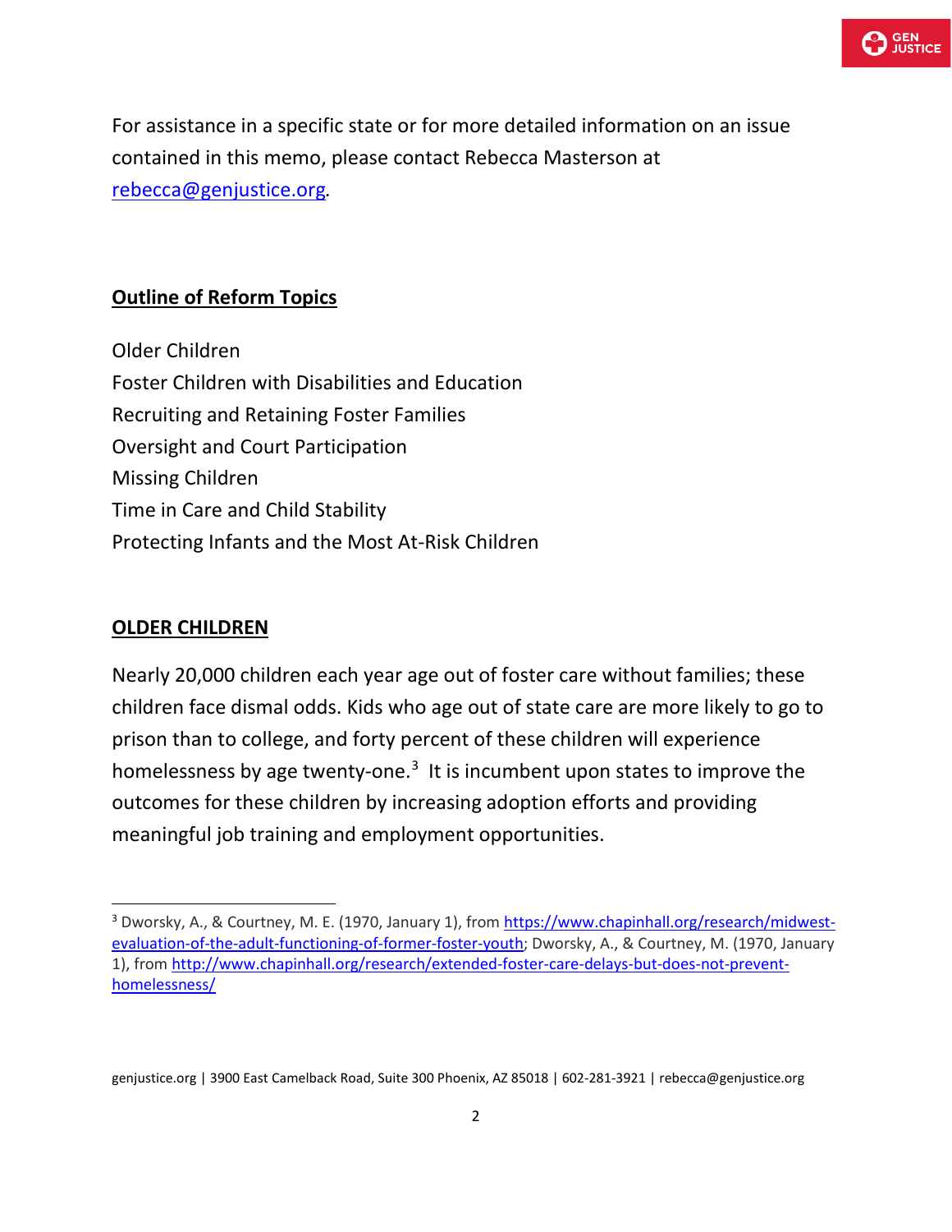For assistance in a specific state or for more detailed information on an issue contained in this memo, please contact Rebecca Masterson at [rebecca@genjustice.org](mailto:rebecca@genjustice.org).

## Outline of Reform Topics

Older Children
Foster Children with Disabilities and Education
Recruiting and Retaining Foster Families
Oversight and Court Participation
Missing Children
Time in Care and Child Stability
Protecting Infants and the Most At-Risk Children

## OLDER CHILDREN

Nearly 20,000 children each year age out of foster care without families; these children face dismal odds. Kids who age out of state care are more likely to go to prison than to college, and forty percent of these children will experience homelessness by age twenty-one.[3] It is incumbent upon states to improve the outcomes for these children by increasing adoption efforts and providing meaningful job training and employment opportunities.

---

[3] Dworsky, A., & Courtney, M. E. (1970, January 1), from [https://www.chapinhall.org/research/midwest-evaluation-of-the-adult-functioning-of-former-foster-youth](https://www.chapinhall.org/research/midwest-evaluation-of-the-adult-functioning-of-former-foster-youth); Dworsky, A., & Courtney, M. (1970, January 1), from [http://www.chapinhall.org/research/extended-foster-care-delays-but-does-not-prevent-homelessness/](http://www.chapinhall.org/research/extended-foster-care-delays-but-does-not-prevent-homelessness/)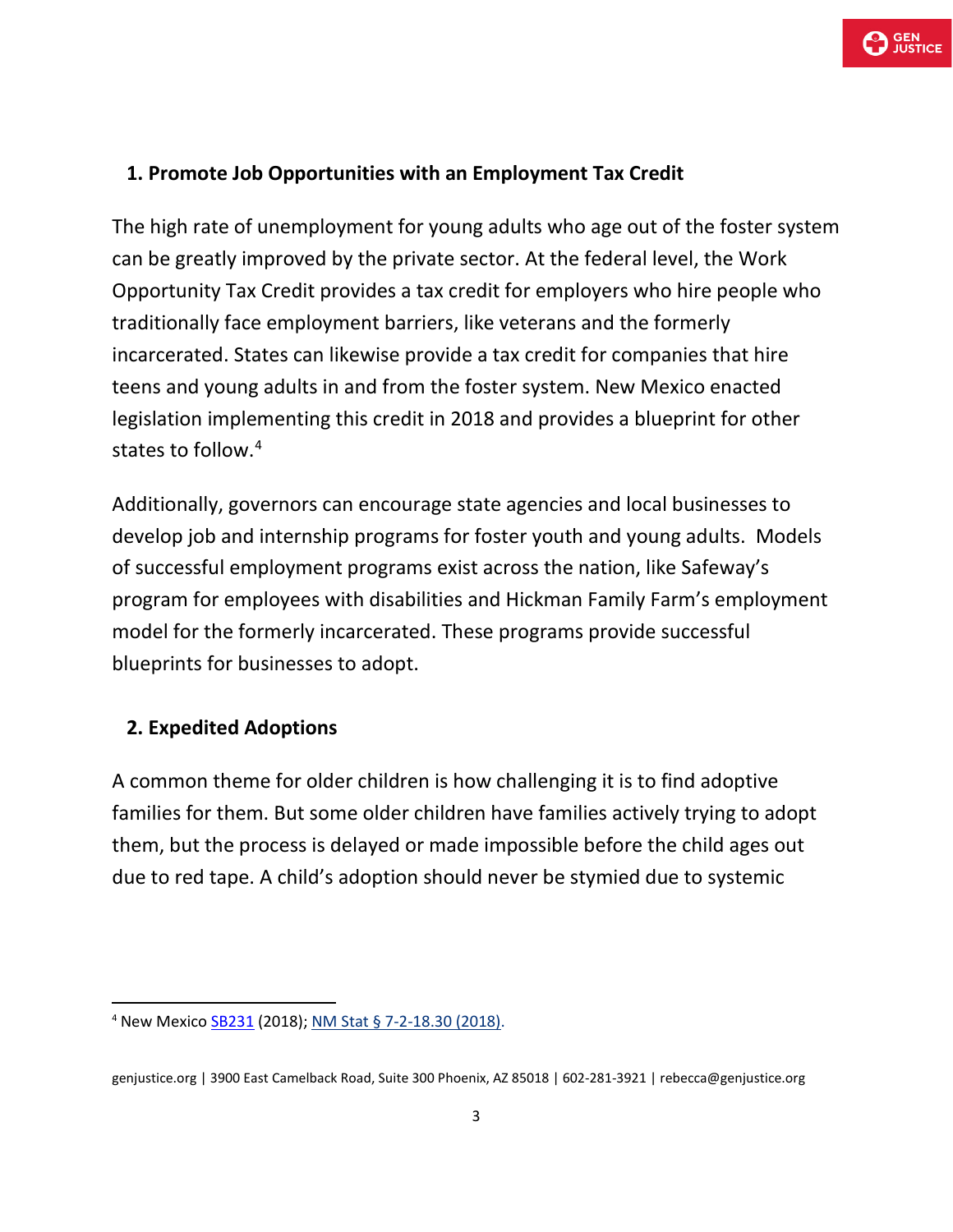### 1. Promote Job Opportunities with an Employment Tax Credit

The high rate of unemployment for young adults who age out of the foster system can be greatly improved by the private sector. At the federal level, the Work Opportunity Tax Credit provides a tax credit for employers who hire people who traditionally face employment barriers, like veterans and the formerly incarcerated. States can likewise provide a tax credit for companies that hire teens and young adults in and from the foster system. New Mexico enacted legislation implementing this credit in 2018 and provides a blueprint for other states to follow.[4]

Additionally, governors can encourage state agencies and local businesses to develop job and internship programs for foster youth and young adults. Models of successful employment programs exist across the nation, like Safeway's program for employees with disabilities and Hickman Family Farm's employment model for the formerly incarcerated. These programs provide successful blueprints for businesses to adopt.

### 2. Expedited Adoptions

A common theme for older children is how challenging it is to find adoptive families for them. But some older children have families actively trying to adopt them, but the process is delayed or made impossible before the child ages out due to red tape. A child's adoption should never be stymied due to systemic

[4] New Mexico SB231 (2018); NM Stat § 7-2-18.30 (2018).

genjustice.org | 3900 East Camelback Road, Suite 300 Phoenix, AZ 85018 | 602-281-3921 | rebecca@genjustice.org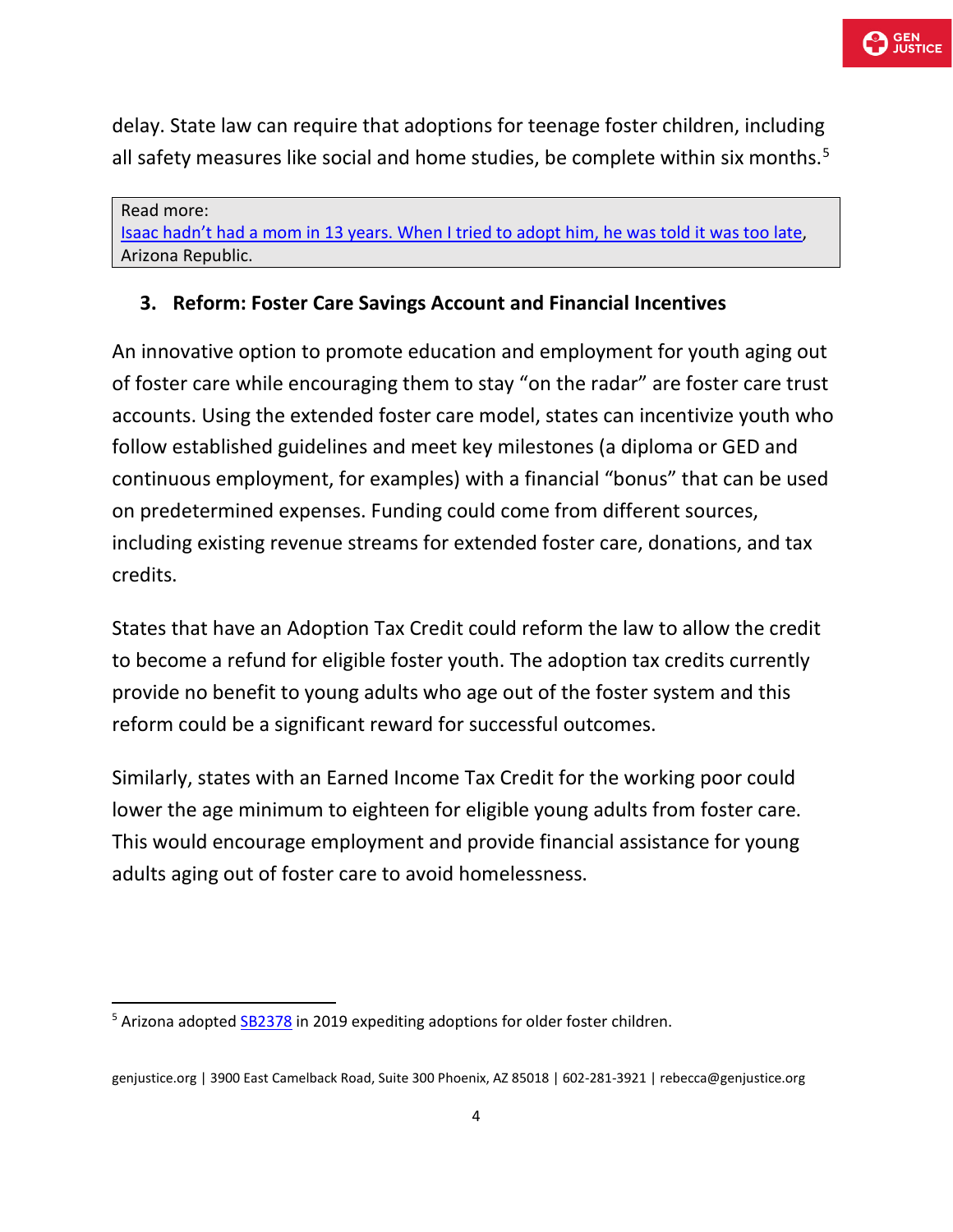delay. State law can require that adoptions for teenage foster children, including all safety measures like social and home studies, be complete within six months.[5]

> Read more:
> Isaac hadn't had a mom in 13 years. When I tried to adopt him, he was told it was too late, Arizona Republic.

### 3. Reform: Foster Care Savings Account and Financial Incentives

An innovative option to promote education and employment for youth aging out of foster care while encouraging them to stay "on the radar" are foster care trust accounts. Using the extended foster care model, states can incentivize youth who follow established guidelines and meet key milestones (a diploma or GED and continuous employment, for examples) with a financial "bonus" that can be used on predetermined expenses. Funding could come from different sources, including existing revenue streams for extended foster care, donations, and tax credits.

States that have an Adoption Tax Credit could reform the law to allow the credit to become a refund for eligible foster youth. The adoption tax credits currently provide no benefit to young adults who age out of the foster system and this reform could be a significant reward for successful outcomes.

Similarly, states with an Earned Income Tax Credit for the working poor could lower the age minimum to eighteen for eligible young adults from foster care. This would encourage employment and provide financial assistance for young adults aging out of foster care to avoid homelessness.

---

[5] Arizona adopted SB2378 in 2019 expediting adoptions for older foster children.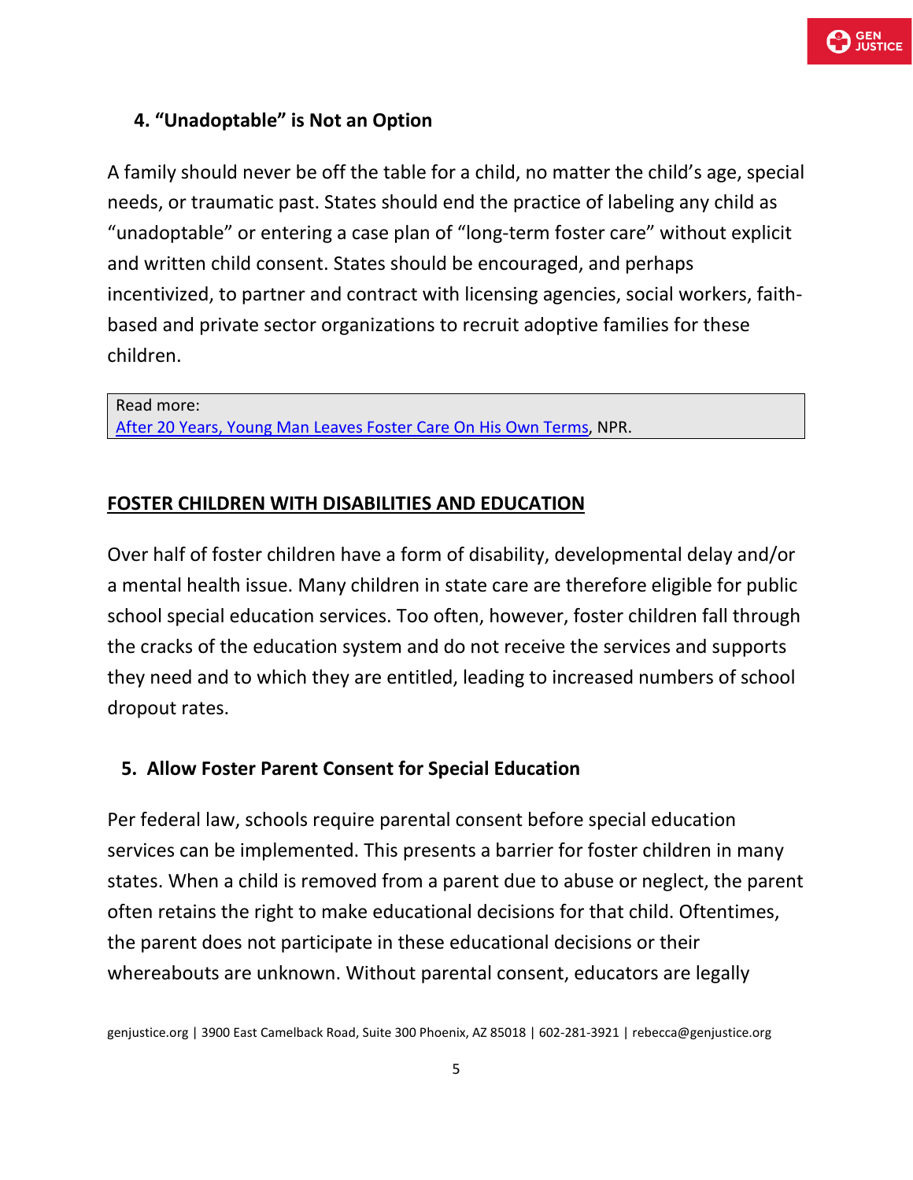### 4. “Unadoptable” is Not an Option

A family should never be off the table for a child, no matter the child’s age, special needs, or traumatic past. States should end the practice of labeling any child as “unadoptable” or entering a case plan of “long-term foster care” without explicit and written child consent. States should be encouraged, and perhaps incentivized, to partner and contract with licensing agencies, social workers, faith-based and private sector organizations to recruit adoptive families for these children.

> Read more:
> After 20 Years, Young Man Leaves Foster Care On His Own Terms, NPR.

## FOSTER CHILDREN WITH DISABILITIES AND EDUCATION

Over half of foster children have a form of disability, developmental delay and/or a mental health issue. Many children in state care are therefore eligible for public school special education services. Too often, however, foster children fall through the cracks of the education system and do not receive the services and supports they need and to which they are entitled, leading to increased numbers of school dropout rates.

### 5. Allow Foster Parent Consent for Special Education

Per federal law, schools require parental consent before special education services can be implemented. This presents a barrier for foster children in many states. When a child is removed from a parent due to abuse or neglect, the parent often retains the right to make educational decisions for that child. Oftentimes, the parent does not participate in these educational decisions or their whereabouts are unknown. Without parental consent, educators are legally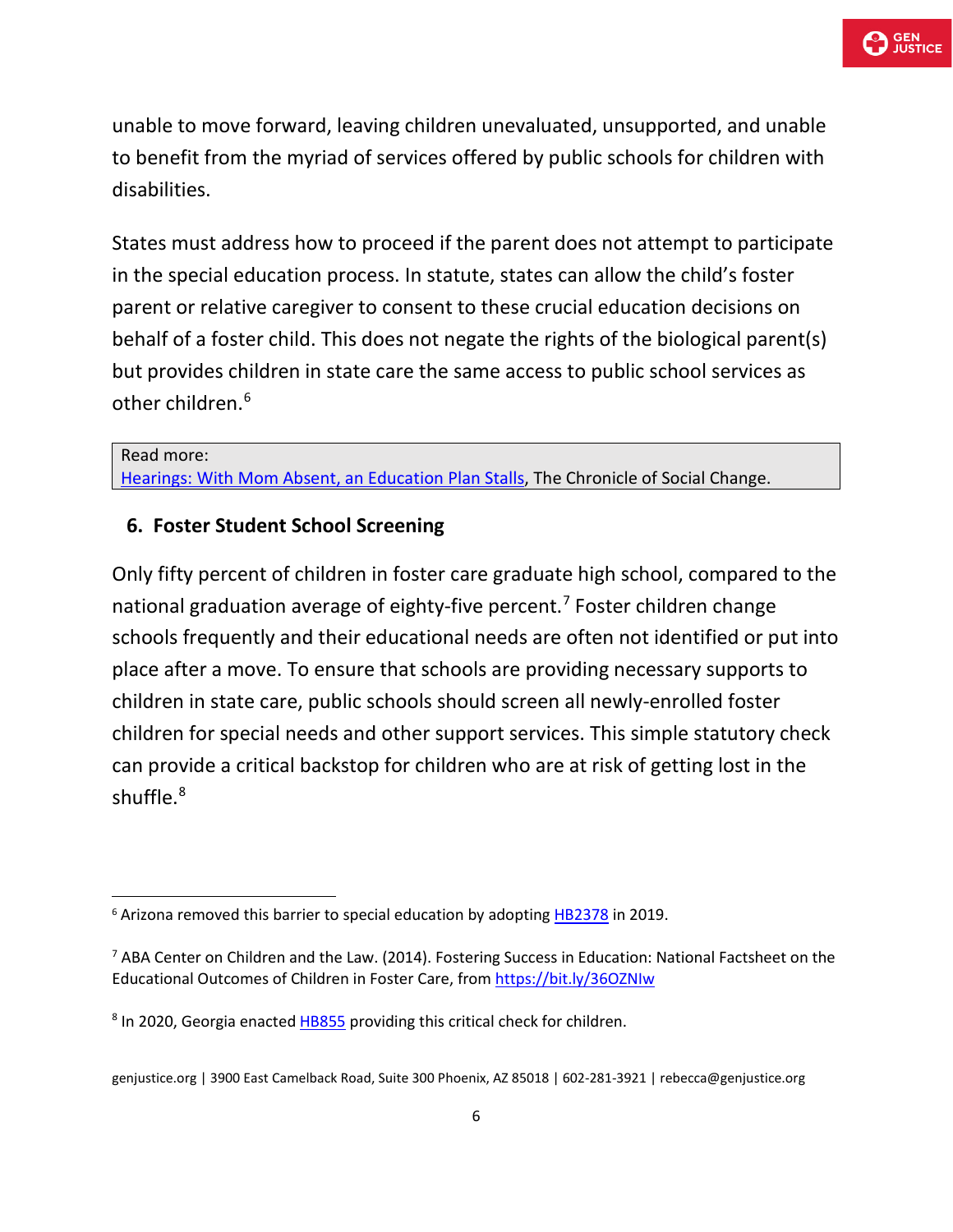unable to move forward, leaving children unevaluated, unsupported, and unable to benefit from the myriad of services offered by public schools for children with disabilities.

States must address how to proceed if the parent does not attempt to participate in the special education process. In statute, states can allow the child's foster parent or relative caregiver to consent to these crucial education decisions on behalf of a foster child. This does not negate the rights of the biological parent(s) but provides children in state care the same access to public school services as other children.[6]

> Read more:
> Hearings: With Mom Absent, an Education Plan Stalls, The Chronicle of Social Change.

## 6. Foster Student School Screening

Only fifty percent of children in foster care graduate high school, compared to the national graduation average of eighty-five percent.[7] Foster children change schools frequently and their educational needs are often not identified or put into place after a move. To ensure that schools are providing necessary supports to children in state care, public schools should screen all newly-enrolled foster children for special needs and other support services. This simple statutory check can provide a critical backstop for children who are at risk of getting lost in the shuffle.[8]

---

[6] Arizona removed this barrier to special education by adopting HB2378 in 2019.

[7] ABA Center on Children and the Law. (2014). Fostering Success in Education: National Factsheet on the Educational Outcomes of Children in Foster Care, from https://bit.ly/36OZNIw

[8] In 2020, Georgia enacted HB855 providing this critical check for children.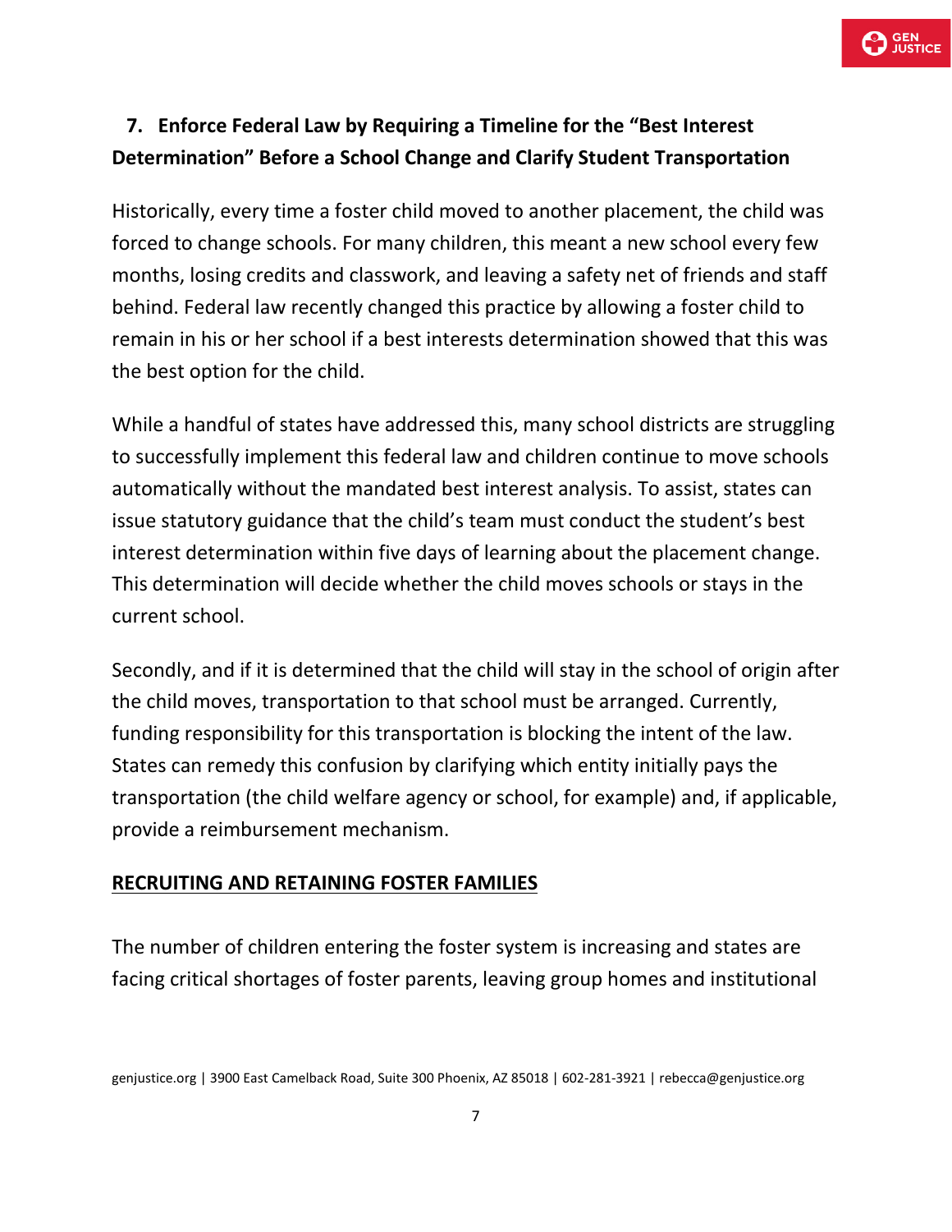### 7. Enforce Federal Law by Requiring a Timeline for the "Best Interest Determination" Before a School Change and Clarify Student Transportation

Historically, every time a foster child moved to another placement, the child was forced to change schools. For many children, this meant a new school every few months, losing credits and classwork, and leaving a safety net of friends and staff behind. Federal law recently changed this practice by allowing a foster child to remain in his or her school if a best interests determination showed that this was the best option for the child.

While a handful of states have addressed this, many school districts are struggling to successfully implement this federal law and children continue to move schools automatically without the mandated best interest analysis. To assist, states can issue statutory guidance that the child's team must conduct the student's best interest determination within five days of learning about the placement change. This determination will decide whether the child moves schools or stays in the current school.

Secondly, and if it is determined that the child will stay in the school of origin after the child moves, transportation to that school must be arranged. Currently, funding responsibility for this transportation is blocking the intent of the law. States can remedy this confusion by clarifying which entity initially pays the transportation (the child welfare agency or school, for example) and, if applicable, provide a reimbursement mechanism.

## RECRUITING AND RETAINING FOSTER FAMILIES

The number of children entering the foster system is increasing and states are facing critical shortages of foster parents, leaving group homes and institutional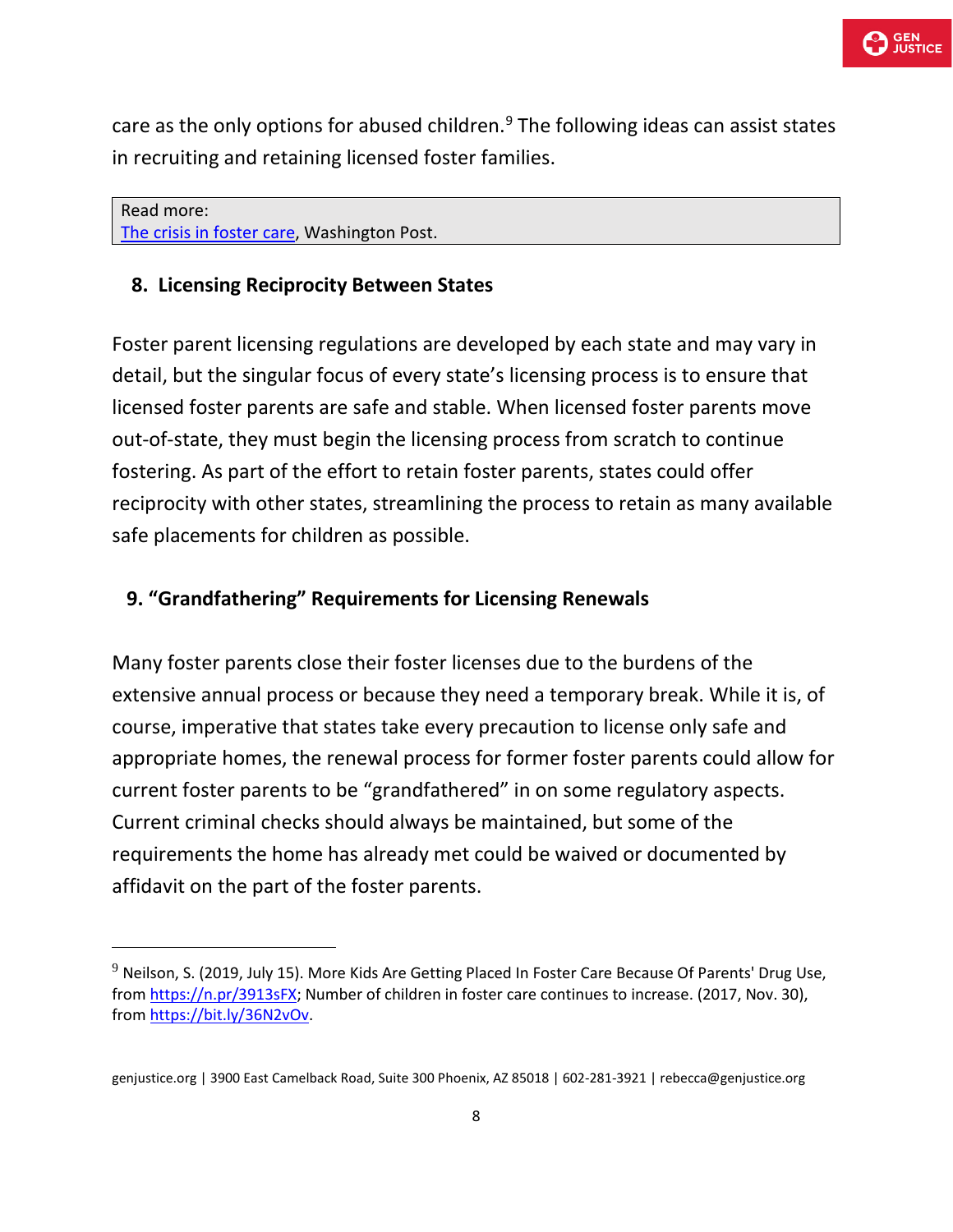care as the only options for abused children.[9] The following ideas can assist states in recruiting and retaining licensed foster families.

> Read more:
> [The crisis in foster care](), Washington Post.

## 8. Licensing Reciprocity Between States

Foster parent licensing regulations are developed by each state and may vary in detail, but the singular focus of every state's licensing process is to ensure that licensed foster parents are safe and stable. When licensed foster parents move out-of-state, they must begin the licensing process from scratch to continue fostering. As part of the effort to retain foster parents, states could offer reciprocity with other states, streamlining the process to retain as many available safe placements for children as possible.

## 9. "Grandfathering" Requirements for Licensing Renewals

Many foster parents close their foster licenses due to the burdens of the extensive annual process or because they need a temporary break. While it is, of course, imperative that states take every precaution to license only safe and appropriate homes, the renewal process for former foster parents could allow for current foster parents to be "grandfathered" in on some regulatory aspects. Current criminal checks should always be maintained, but some of the requirements the home has already met could be waived or documented by affidavit on the part of the foster parents.

---

[9] Neilson, S. (2019, July 15). More Kids Are Getting Placed In Foster Care Because Of Parents' Drug Use, from https://n.pr/3913sFX; Number of children in foster care continues to increase. (2017, Nov. 30), from https://bit.ly/36N2vOv.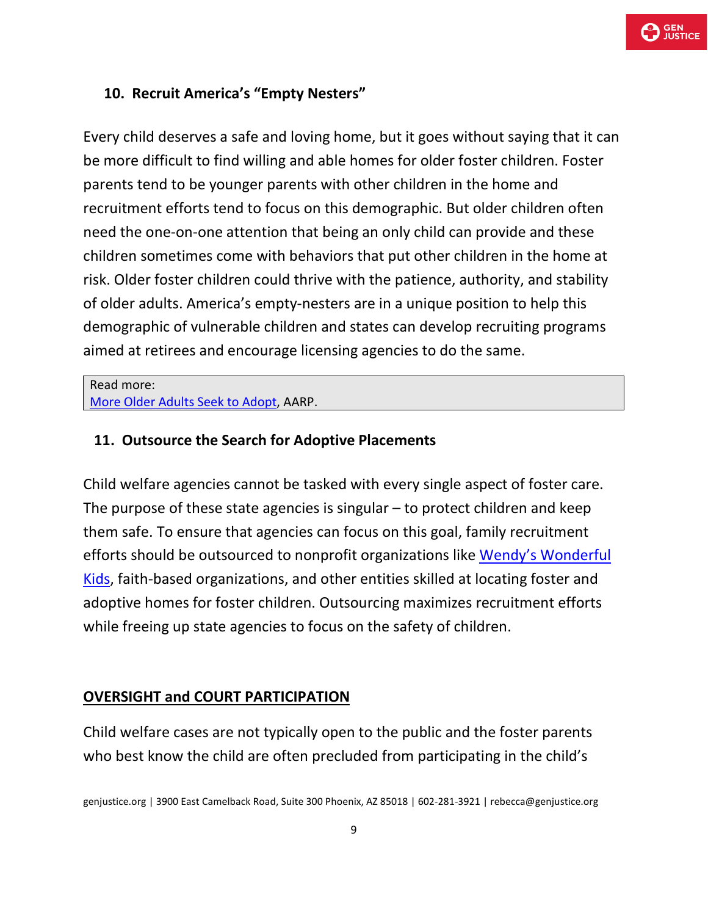### 10. Recruit America's "Empty Nesters"

Every child deserves a safe and loving home, but it goes without saying that it can be more difficult to find willing and able homes for older foster children. Foster parents tend to be younger parents with other children in the home and recruitment efforts tend to focus on this demographic. But older children often need the one-on-one attention that being an only child can provide and these children sometimes come with behaviors that put other children in the home at risk. Older foster children could thrive with the patience, authority, and stability of older adults. America's empty-nesters are in a unique position to help this demographic of vulnerable children and states can develop recruiting programs aimed at retirees and encourage licensing agencies to do the same.

> Read more:
> More Older Adults Seek to Adopt, AARP.

### 11. Outsource the Search for Adoptive Placements

Child welfare agencies cannot be tasked with every single aspect of foster care. The purpose of these state agencies is singular – to protect children and keep them safe. To ensure that agencies can focus on this goal, family recruitment efforts should be outsourced to nonprofit organizations like Wendy's Wonderful Kids, faith-based organizations, and other entities skilled at locating foster and adoptive homes for foster children. Outsourcing maximizes recruitment efforts while freeing up state agencies to focus on the safety of children.

## OVERSIGHT and COURT PARTICIPATION

Child welfare cases are not typically open to the public and the foster parents who best know the child are often precluded from participating in the child's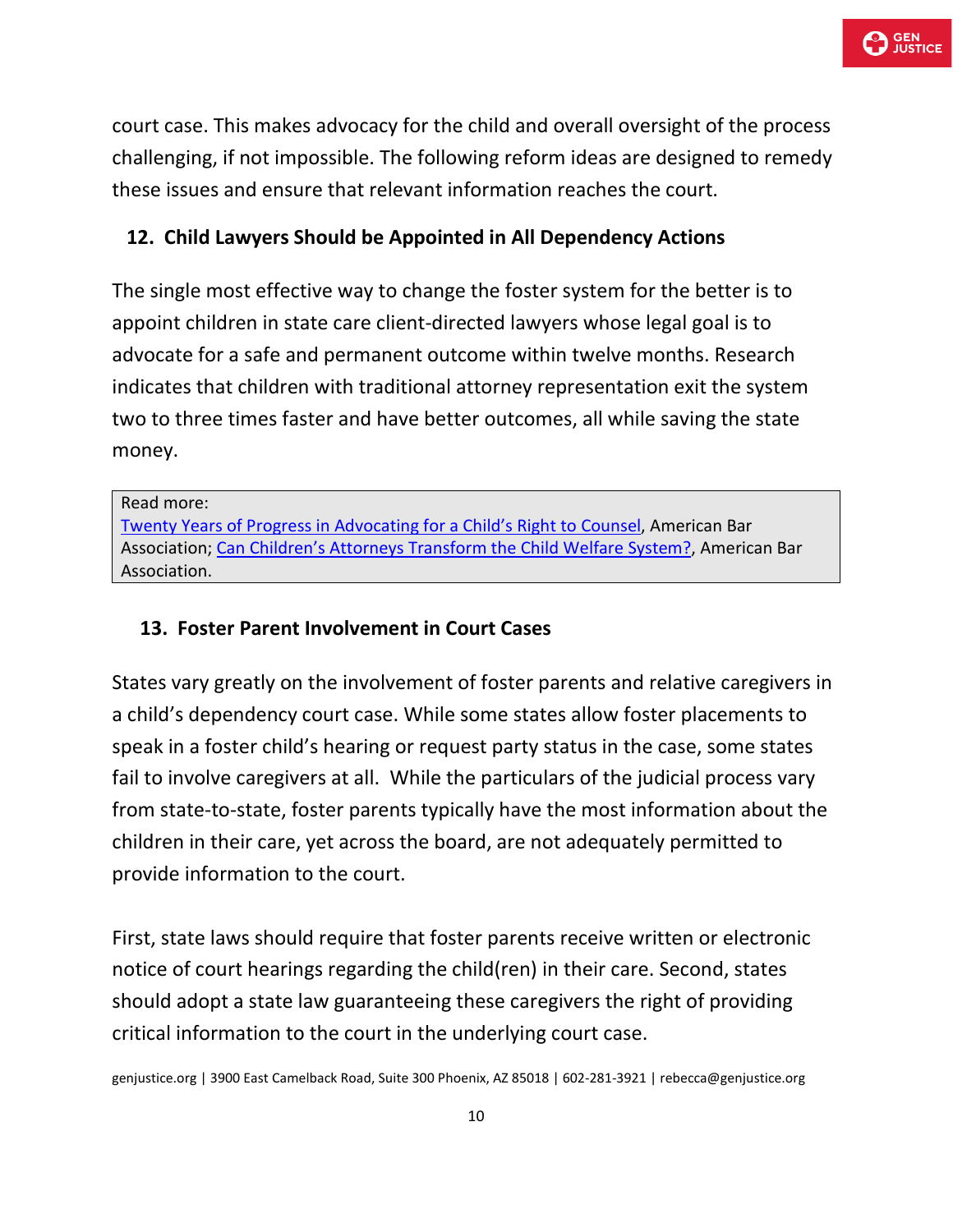court case. This makes advocacy for the child and overall oversight of the process challenging, if not impossible. The following reform ideas are designed to remedy these issues and ensure that relevant information reaches the court.

### 12. Child Lawyers Should be Appointed in All Dependency Actions

The single most effective way to change the foster system for the better is to appoint children in state care client-directed lawyers whose legal goal is to advocate for a safe and permanent outcome within twelve months. Research indicates that children with traditional attorney representation exit the system two to three times faster and have better outcomes, all while saving the state money.

> Read more:
> Twenty Years of Progress in Advocating for a Child's Right to Counsel, American Bar Association; Can Children's Attorneys Transform the Child Welfare System?, American Bar Association.

### 13. Foster Parent Involvement in Court Cases

States vary greatly on the involvement of foster parents and relative caregivers in a child's dependency court case. While some states allow foster placements to speak in a foster child's hearing or request party status in the case, some states fail to involve caregivers at all. While the particulars of the judicial process vary from state-to-state, foster parents typically have the most information about the children in their care, yet across the board, are not adequately permitted to provide information to the court.

First, state laws should require that foster parents receive written or electronic notice of court hearings regarding the child(ren) in their care. Second, states should adopt a state law guaranteeing these caregivers the right of providing critical information to the court in the underlying court case.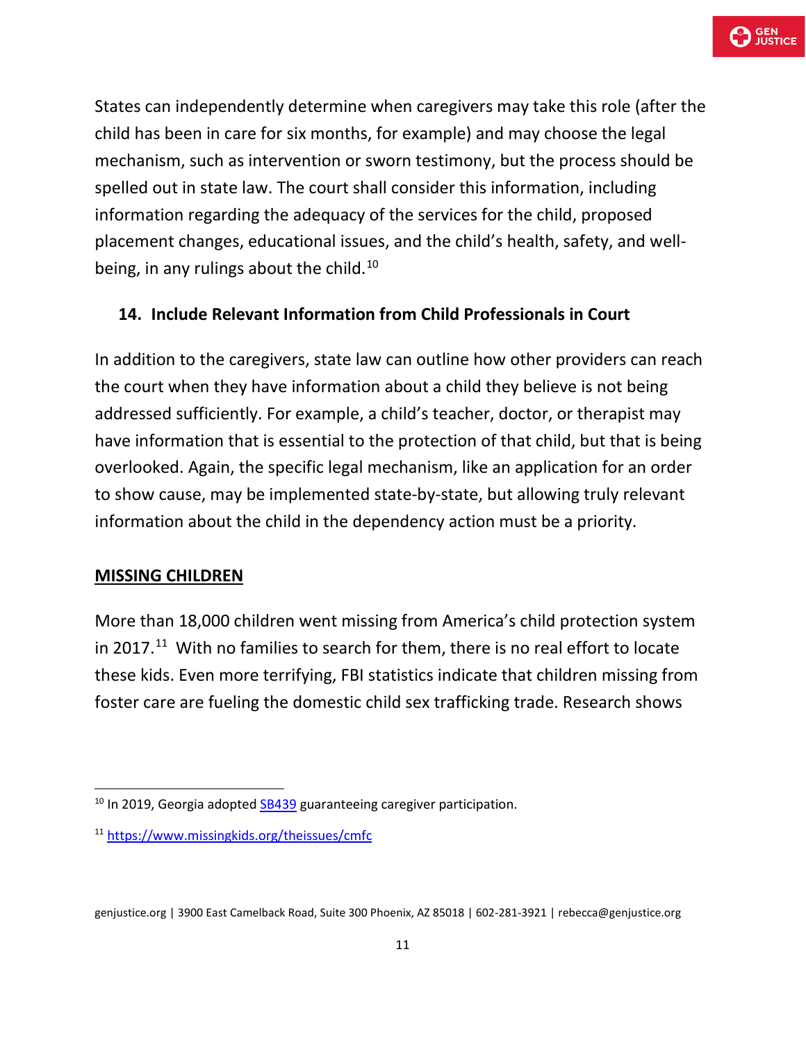States can independently determine when caregivers may take this role (after the child has been in care for six months, for example) and may choose the legal mechanism, such as intervention or sworn testimony, but the process should be spelled out in state law. The court shall consider this information, including information regarding the adequacy of the services for the child, proposed placement changes, educational issues, and the child's health, safety, and well-being, in any rulings about the child.[10]

### 14. Include Relevant Information from Child Professionals in Court

In addition to the caregivers, state law can outline how other providers can reach the court when they have information about a child they believe is not being addressed sufficiently. For example, a child's teacher, doctor, or therapist may have information that is essential to the protection of that child, but that is being overlooked. Again, the specific legal mechanism, like an application for an order to show cause, may be implemented state-by-state, but allowing truly relevant information about the child in the dependency action must be a priority.

## MISSING CHILDREN

More than 18,000 children went missing from America's child protection system in 2017.[11] With no families to search for them, there is no real effort to locate these kids. Even more terrifying, FBI statistics indicate that children missing from foster care are fueling the domestic child sex trafficking trade. Research shows

---

[10] In 2019, Georgia adopted SB439 guaranteeing caregiver participation.

[11] https://www.missingkids.org/theissues/cmfc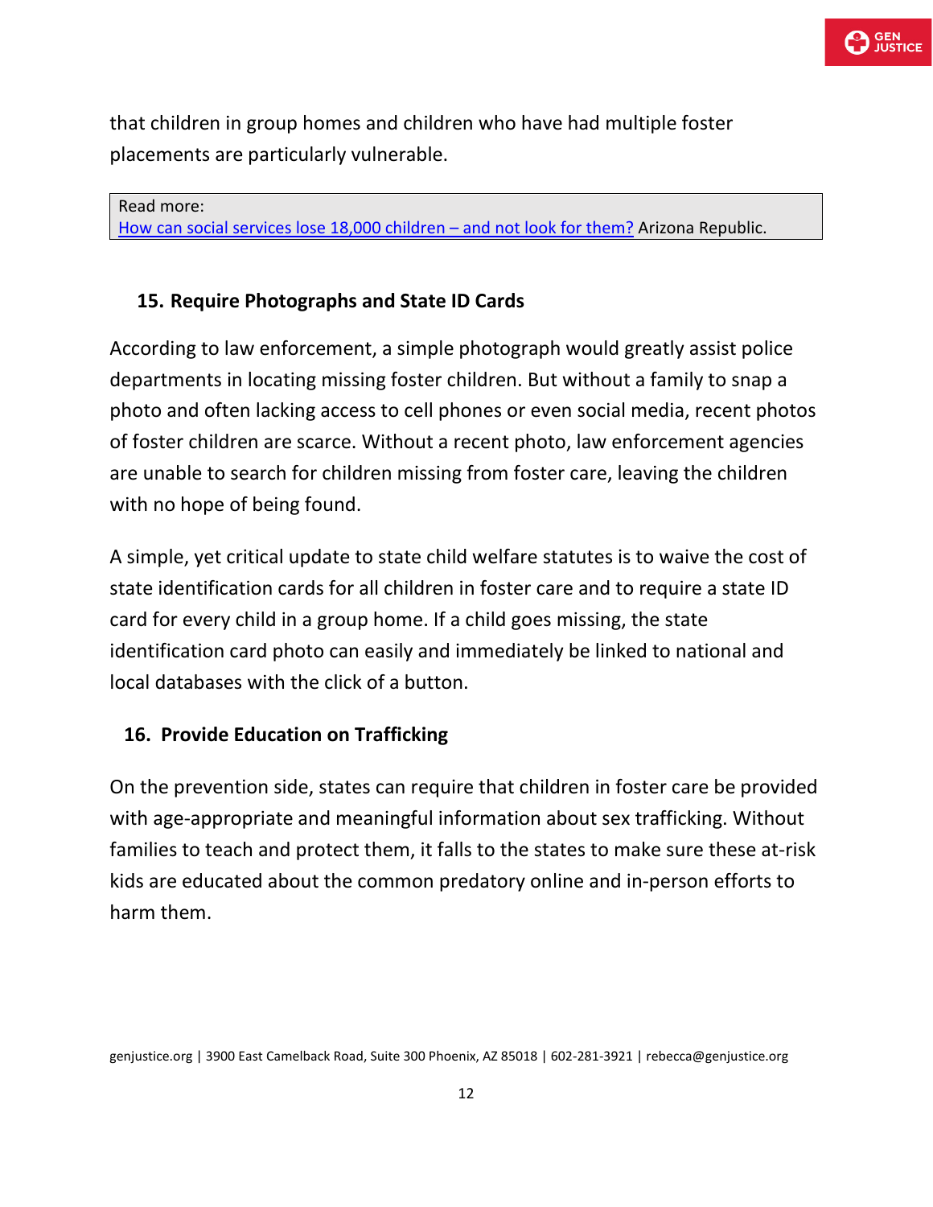that children in group homes and children who have had multiple foster placements are particularly vulnerable.

> Read more:
> How can social services lose 18,000 children – and not look for them? Arizona Republic.

### 15. Require Photographs and State ID Cards

According to law enforcement, a simple photograph would greatly assist police departments in locating missing foster children. But without a family to snap a photo and often lacking access to cell phones or even social media, recent photos of foster children are scarce. Without a recent photo, law enforcement agencies are unable to search for children missing from foster care, leaving the children with no hope of being found.

A simple, yet critical update to state child welfare statutes is to waive the cost of state identification cards for all children in foster care and to require a state ID card for every child in a group home. If a child goes missing, the state identification card photo can easily and immediately be linked to national and local databases with the click of a button.

### 16. Provide Education on Trafficking

On the prevention side, states can require that children in foster care be provided with age-appropriate and meaningful information about sex trafficking. Without families to teach and protect them, it falls to the states to make sure these at-risk kids are educated about the common predatory online and in-person efforts to harm them.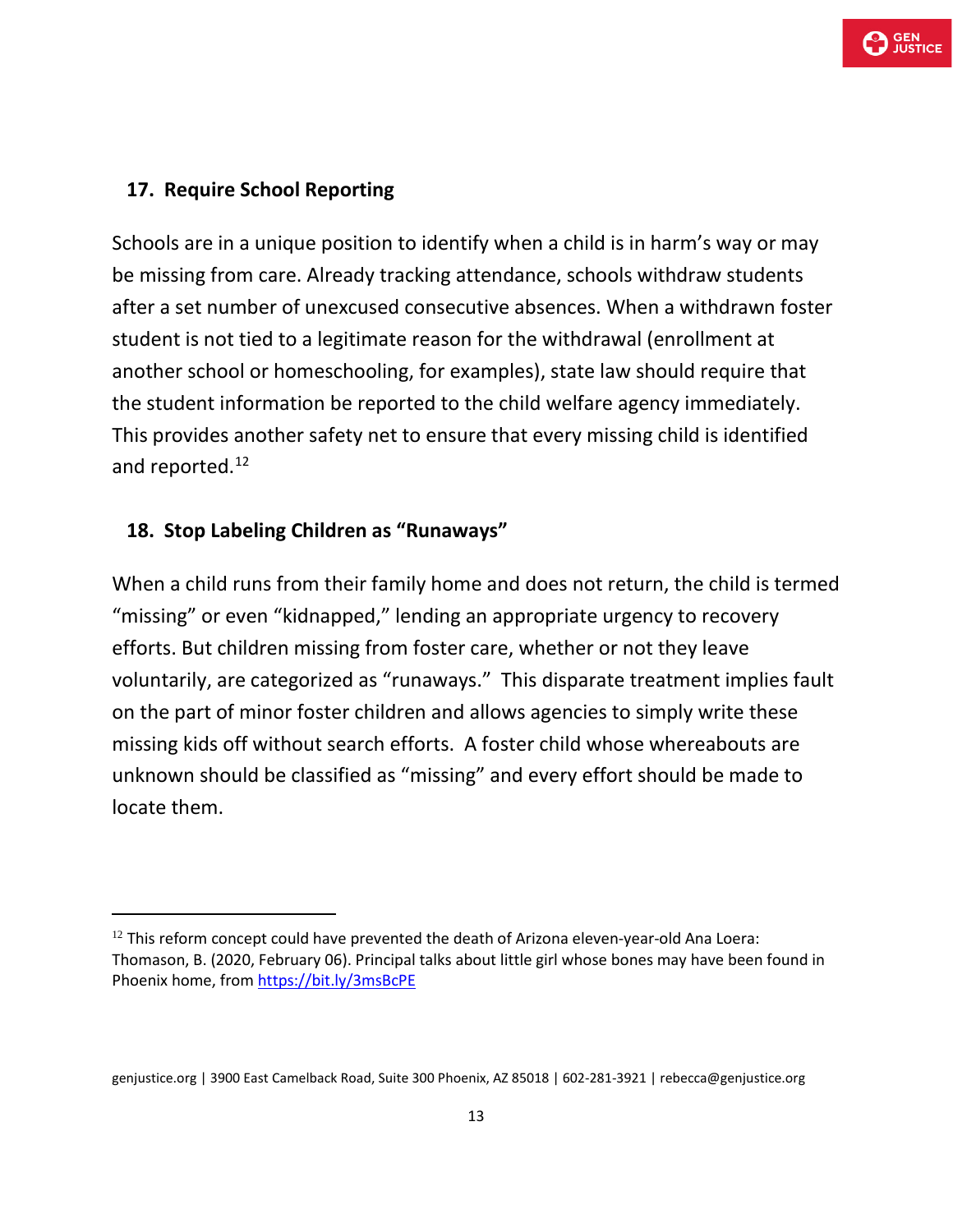## 17. Require School Reporting

Schools are in a unique position to identify when a child is in harm's way or may be missing from care. Already tracking attendance, schools withdraw students after a set number of unexcused consecutive absences. When a withdrawn foster student is not tied to a legitimate reason for the withdrawal (enrollment at another school or homeschooling, for examples), state law should require that the student information be reported to the child welfare agency immediately. This provides another safety net to ensure that every missing child is identified and reported.[12]

## 18. Stop Labeling Children as "Runaways"

When a child runs from their family home and does not return, the child is termed "missing" or even "kidnapped," lending an appropriate urgency to recovery efforts. But children missing from foster care, whether or not they leave voluntarily, are categorized as "runaways." This disparate treatment implies fault on the part of minor foster children and allows agencies to simply write these missing kids off without search efforts. A foster child whose whereabouts are unknown should be classified as "missing" and every effort should be made to locate them.

---

[12] This reform concept could have prevented the death of Arizona eleven-year-old Ana Loera: Thomason, B. (2020, February 06). Principal talks about little girl whose bones may have been found in Phoenix home, from https://bit.ly/3msBcPE

genjustice.org | 3900 East Camelback Road, Suite 300 Phoenix, AZ 85018 | 602-281-3921 | rebecca@genjustice.org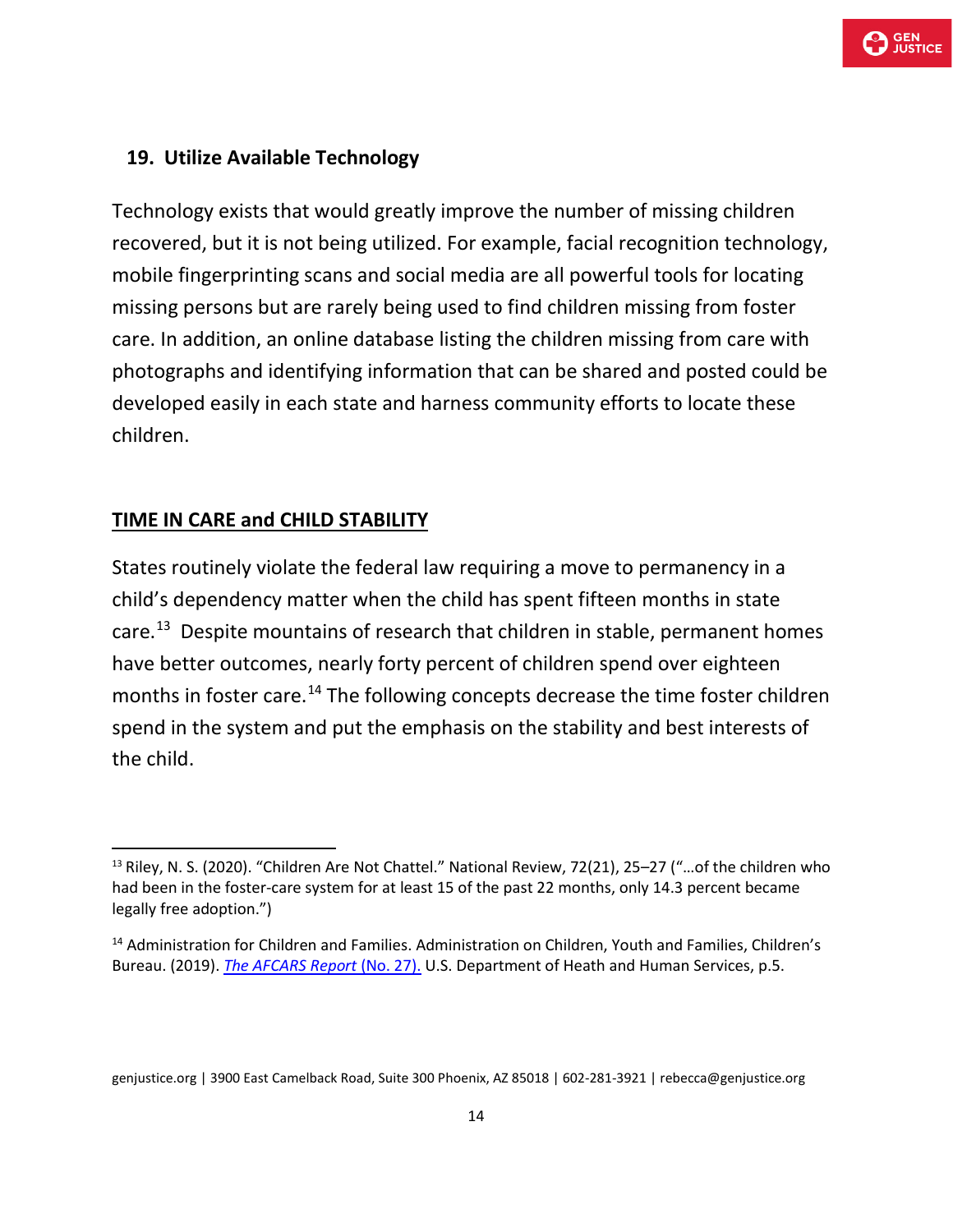## 19. Utilize Available Technology

Technology exists that would greatly improve the number of missing children recovered, but it is not being utilized. For example, facial recognition technology, mobile fingerprinting scans and social media are all powerful tools for locating missing persons but are rarely being used to find children missing from foster care. In addition, an online database listing the children missing from care with photographs and identifying information that can be shared and posted could be developed easily in each state and harness community efforts to locate these children.

## <u>TIME IN CARE and CHILD STABILITY</u>

States routinely violate the federal law requiring a move to permanency in a child's dependency matter when the child has spent fifteen months in state care.[13] Despite mountains of research that children in stable, permanent homes have better outcomes, nearly forty percent of children spend over eighteen months in foster care.[14] The following concepts decrease the time foster children spend in the system and put the emphasis on the stability and best interests of the child.

---

[13] Riley, N. S. (2020). "Children Are Not Chattel." National Review, 72(21), 25–27 ("…of the children who had been in the foster-care system for at least 15 of the past 22 months, only 14.3 percent became legally free adoption.")

[14] Administration for Children and Families. Administration on Children, Youth and Families, Children's Bureau. (2019). *The AFCARS Report* (No. 27). U.S. Department of Heath and Human Services, p.5.

genjustice.org | 3900 East Camelback Road, Suite 300 Phoenix, AZ 85018 | 602-281-3921 | rebecca@genjustice.org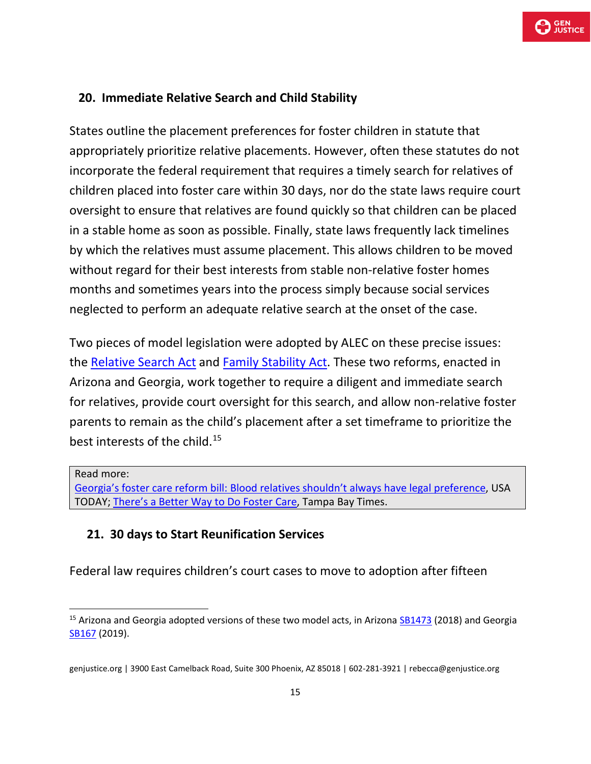## 20. Immediate Relative Search and Child Stability

States outline the placement preferences for foster children in statute that appropriately prioritize relative placements. However, often these statutes do not incorporate the federal requirement that requires a timely search for relatives of children placed into foster care within 30 days, nor do the state laws require court oversight to ensure that relatives are found quickly so that children can be placed in a stable home as soon as possible. Finally, state laws frequently lack timelines by which the relatives must assume placement. This allows children to be moved without regard for their best interests from stable non-relative foster homes months and sometimes years into the process simply because social services neglected to perform an adequate relative search at the onset of the case.

Two pieces of model legislation were adopted by ALEC on these precise issues: the Relative Search Act and Family Stability Act. These two reforms, enacted in Arizona and Georgia, work together to require a diligent and immediate search for relatives, provide court oversight for this search, and allow non-relative foster parents to remain as the child's placement after a set timeframe to prioritize the best interests of the child.[15]

> Read more:
> Georgia's foster care reform bill: Blood relatives shouldn't always have legal preference, USA TODAY; There's a Better Way to Do Foster Care, Tampa Bay Times.

## 21. 30 days to Start Reunification Services

Federal law requires children's court cases to move to adoption after fifteen

---

[15] Arizona and Georgia adopted versions of these two model acts, in Arizona SB1473 (2018) and Georgia SB167 (2019).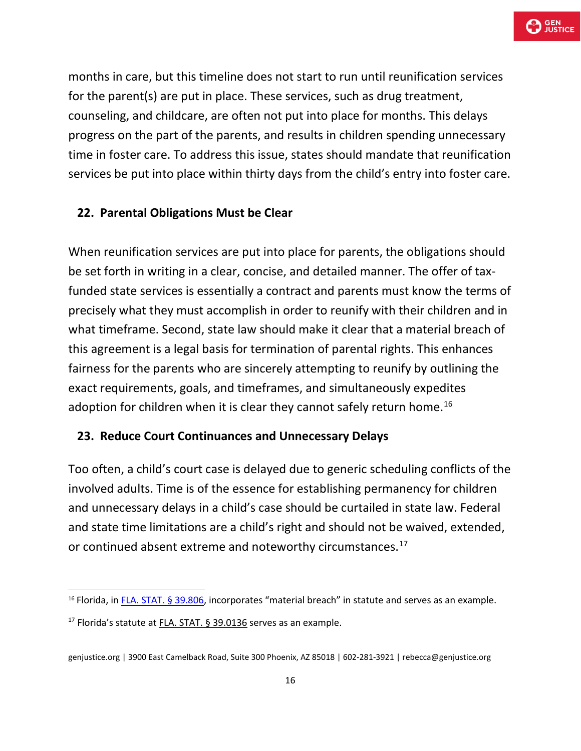months in care, but this timeline does not start to run until reunification services for the parent(s) are put in place. These services, such as drug treatment, counseling, and childcare, are often not put into place for months. This delays progress on the part of the parents, and results in children spending unnecessary time in foster care. To address this issue, states should mandate that reunification services be put into place within thirty days from the child's entry into foster care.

### 22. Parental Obligations Must be Clear

When reunification services are put into place for parents, the obligations should be set forth in writing in a clear, concise, and detailed manner. The offer of tax-funded state services is essentially a contract and parents must know the terms of precisely what they must accomplish in order to reunify with their children and in what timeframe. Second, state law should make it clear that a material breach of this agreement is a legal basis for termination of parental rights. This enhances fairness for the parents who are sincerely attempting to reunify by outlining the exact requirements, goals, and timeframes, and simultaneously expedites adoption for children when it is clear they cannot safely return home.[16]

### 23. Reduce Court Continuances and Unnecessary Delays

Too often, a child's court case is delayed due to generic scheduling conflicts of the involved adults. Time is of the essence for establishing permanency for children and unnecessary delays in a child's case should be curtailed in state law. Federal and state time limitations are a child's right and should not be waived, extended, or continued absent extreme and noteworthy circumstances.[17]

---

[16] Florida, in FLA. STAT. § 39.806, incorporates "material breach" in statute and serves as an example.

[17] Florida's statute at FLA. STAT. § 39.0136 serves as an example.

genjustice.org | 3900 East Camelback Road, Suite 300 Phoenix, AZ 85018 | 602-281-3921 | rebecca@genjustice.org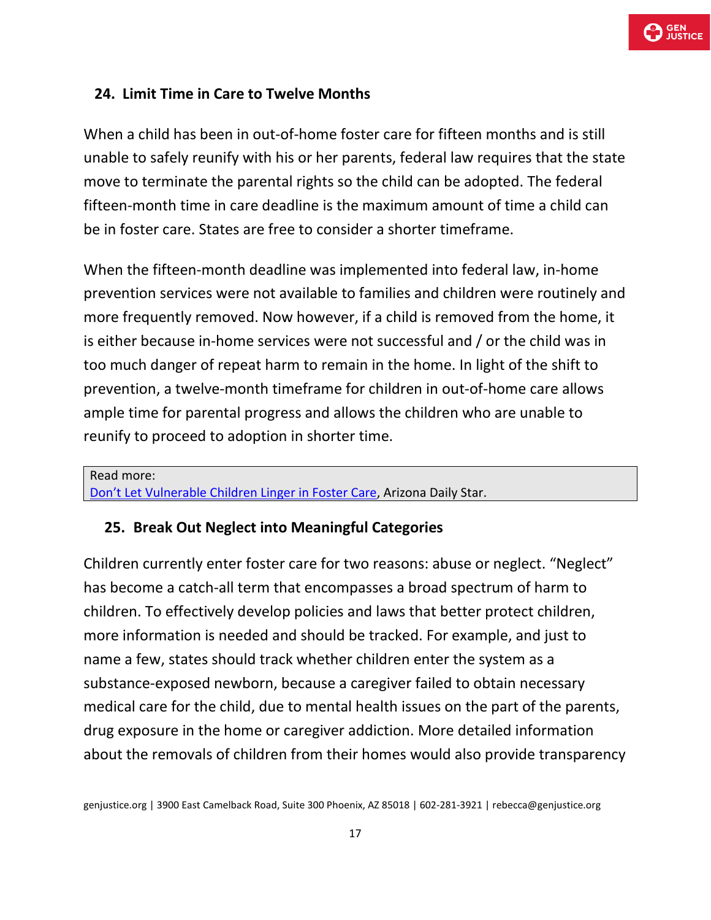## 24. Limit Time in Care to Twelve Months

When a child has been in out-of-home foster care for fifteen months and is still unable to safely reunify with his or her parents, federal law requires that the state move to terminate the parental rights so the child can be adopted. The federal fifteen-month time in care deadline is the maximum amount of time a child can be in foster care. States are free to consider a shorter timeframe.

When the fifteen-month deadline was implemented into federal law, in-home prevention services were not available to families and children were routinely and more frequently removed. Now however, if a child is removed from the home, it is either because in-home services were not successful and / or the child was in too much danger of repeat harm to remain in the home. In light of the shift to prevention, a twelve-month timeframe for children in out-of-home care allows ample time for parental progress and allows the children who are unable to reunify to proceed to adoption in shorter time.

> Read more:
> Don't Let Vulnerable Children Linger in Foster Care, Arizona Daily Star.

## 25. Break Out Neglect into Meaningful Categories

Children currently enter foster care for two reasons: abuse or neglect. "Neglect" has become a catch-all term that encompasses a broad spectrum of harm to children. To effectively develop policies and laws that better protect children, more information is needed and should be tracked. For example, and just to name a few, states should track whether children enter the system as a substance-exposed newborn, because a caregiver failed to obtain necessary medical care for the child, due to mental health issues on the part of the parents, drug exposure in the home or caregiver addiction. More detailed information about the removals of children from their homes would also provide transparency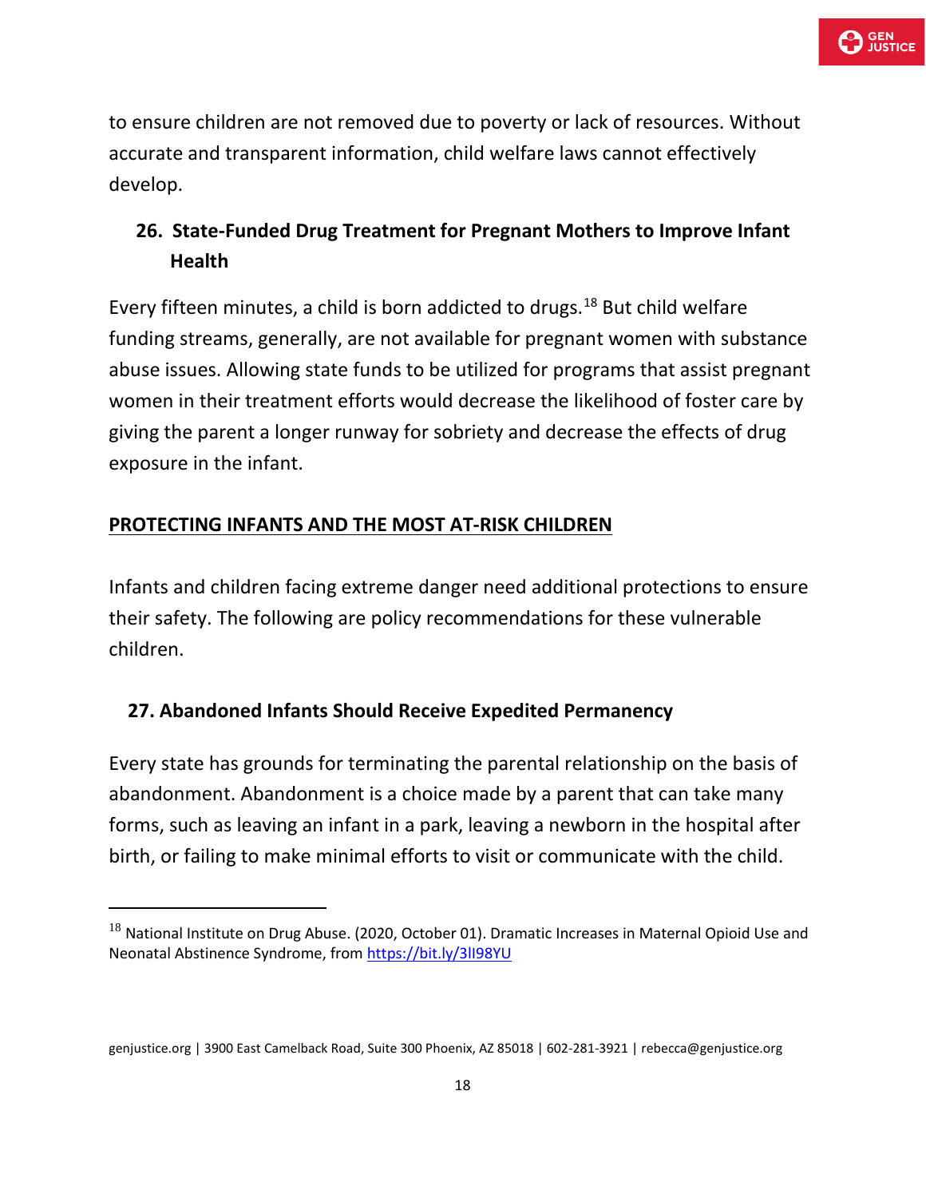to ensure children are not removed due to poverty or lack of resources. Without accurate and transparent information, child welfare laws cannot effectively develop.

### 26. State-Funded Drug Treatment for Pregnant Mothers to Improve Infant Health

Every fifteen minutes, a child is born addicted to drugs.[18] But child welfare funding streams, generally, are not available for pregnant women with substance abuse issues. Allowing state funds to be utilized for programs that assist pregnant women in their treatment efforts would decrease the likelihood of foster care by giving the parent a longer runway for sobriety and decrease the effects of drug exposure in the infant.

## PROTECTING INFANTS AND THE MOST AT-RISK CHILDREN

Infants and children facing extreme danger need additional protections to ensure their safety. The following are policy recommendations for these vulnerable children.

### 27. Abandoned Infants Should Receive Expedited Permanency

Every state has grounds for terminating the parental relationship on the basis of abandonment. Abandonment is a choice made by a parent that can take many forms, such as leaving an infant in a park, leaving a newborn in the hospital after birth, or failing to make minimal efforts to visit or communicate with the child.

---

[18] National Institute on Drug Abuse. (2020, October 01). Dramatic Increases in Maternal Opioid Use and Neonatal Abstinence Syndrome, from https://bit.ly/3lI98YU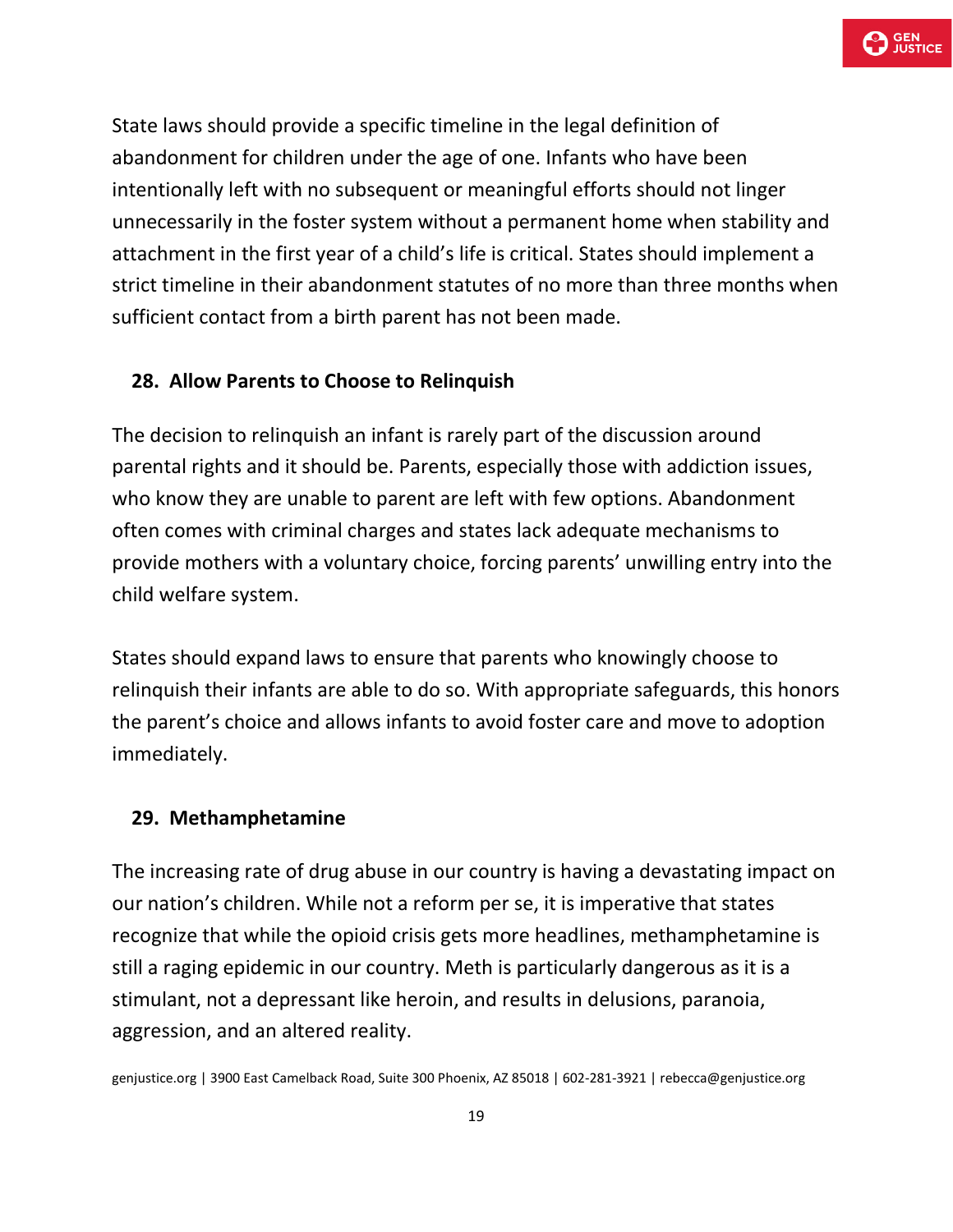State laws should provide a specific timeline in the legal definition of abandonment for children under the age of one. Infants who have been intentionally left with no subsequent or meaningful efforts should not linger unnecessarily in the foster system without a permanent home when stability and attachment in the first year of a child's life is critical. States should implement a strict timeline in their abandonment statutes of no more than three months when sufficient contact from a birth parent has not been made.

## 28. Allow Parents to Choose to Relinquish

The decision to relinquish an infant is rarely part of the discussion around parental rights and it should be. Parents, especially those with addiction issues, who know they are unable to parent are left with few options. Abandonment often comes with criminal charges and states lack adequate mechanisms to provide mothers with a voluntary choice, forcing parents' unwilling entry into the child welfare system.

States should expand laws to ensure that parents who knowingly choose to relinquish their infants are able to do so. With appropriate safeguards, this honors the parent's choice and allows infants to avoid foster care and move to adoption immediately.

## 29. Methamphetamine

The increasing rate of drug abuse in our country is having a devastating impact on our nation's children. While not a reform per se, it is imperative that states recognize that while the opioid crisis gets more headlines, methamphetamine is still a raging epidemic in our country. Meth is particularly dangerous as it is a stimulant, not a depressant like heroin, and results in delusions, paranoia, aggression, and an altered reality.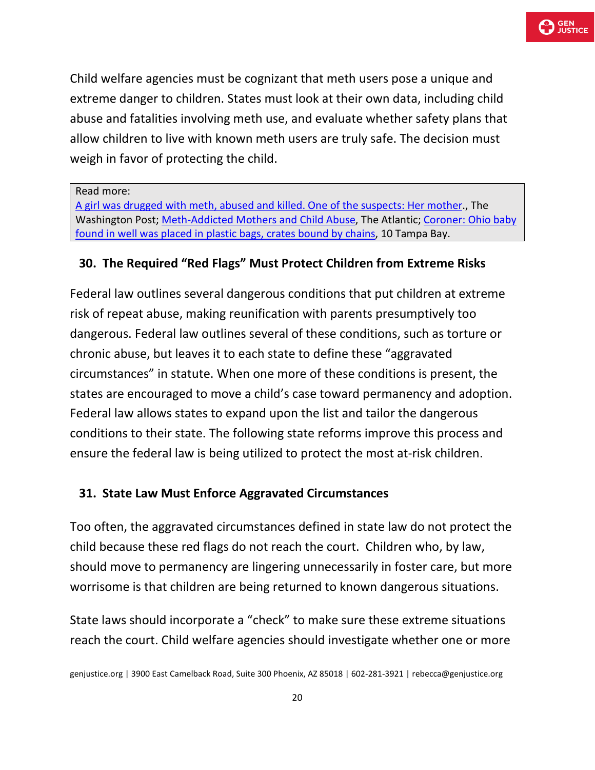Child welfare agencies must be cognizant that meth users pose a unique and extreme danger to children. States must look at their own data, including child abuse and fatalities involving meth use, and evaluate whether safety plans that allow children to live with known meth users are truly safe. The decision must weigh in favor of protecting the child.

> Read more:
> A girl was drugged with meth, abused and killed. One of the suspects: Her mother., The Washington Post; Meth-Addicted Mothers and Child Abuse, The Atlantic; Coroner: Ohio baby found in well was placed in plastic bags, crates bound by chains, 10 Tampa Bay.

## 30. The Required "Red Flags" Must Protect Children from Extreme Risks

Federal law outlines several dangerous conditions that put children at extreme risk of repeat abuse, making reunification with parents presumptively too dangerous. Federal law outlines several of these conditions, such as torture or chronic abuse, but leaves it to each state to define these "aggravated circumstances" in statute. When one more of these conditions is present, the states are encouraged to move a child's case toward permanency and adoption. Federal law allows states to expand upon the list and tailor the dangerous conditions to their state. The following state reforms improve this process and ensure the federal law is being utilized to protect the most at-risk children.

## 31. State Law Must Enforce Aggravated Circumstances

Too often, the aggravated circumstances defined in state law do not protect the child because these red flags do not reach the court. Children who, by law, should move to permanency are lingering unnecessarily in foster care, but more worrisome is that children are being returned to known dangerous situations.

State laws should incorporate a "check" to make sure these extreme situations reach the court. Child welfare agencies should investigate whether one or more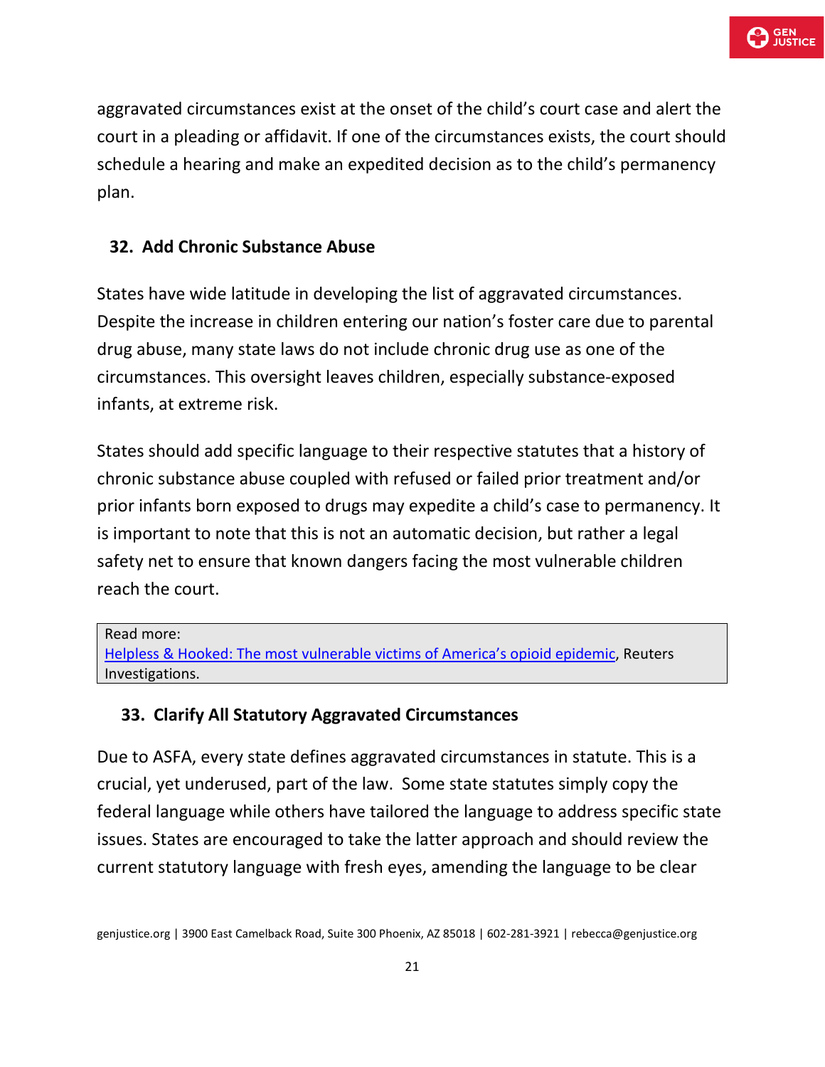aggravated circumstances exist at the onset of the child's court case and alert the court in a pleading or affidavit. If one of the circumstances exists, the court should schedule a hearing and make an expedited decision as to the child's permanency plan.

### 32. Add Chronic Substance Abuse

States have wide latitude in developing the list of aggravated circumstances. Despite the increase in children entering our nation's foster care due to parental drug abuse, many state laws do not include chronic drug use as one of the circumstances. This oversight leaves children, especially substance-exposed infants, at extreme risk.

States should add specific language to their respective statutes that a history of chronic substance abuse coupled with refused or failed prior treatment and/or prior infants born exposed to drugs may expedite a child's case to permanency. It is important to note that this is not an automatic decision, but rather a legal safety net to ensure that known dangers facing the most vulnerable children reach the court.

> Read more:
> Helpless & Hooked: The most vulnerable victims of America's opioid epidemic, Reuters Investigations.

### 33. Clarify All Statutory Aggravated Circumstances

Due to ASFA, every state defines aggravated circumstances in statute. This is a crucial, yet underused, part of the law. Some state statutes simply copy the federal language while others have tailored the language to address specific state issues. States are encouraged to take the latter approach and should review the current statutory language with fresh eyes, amending the language to be clear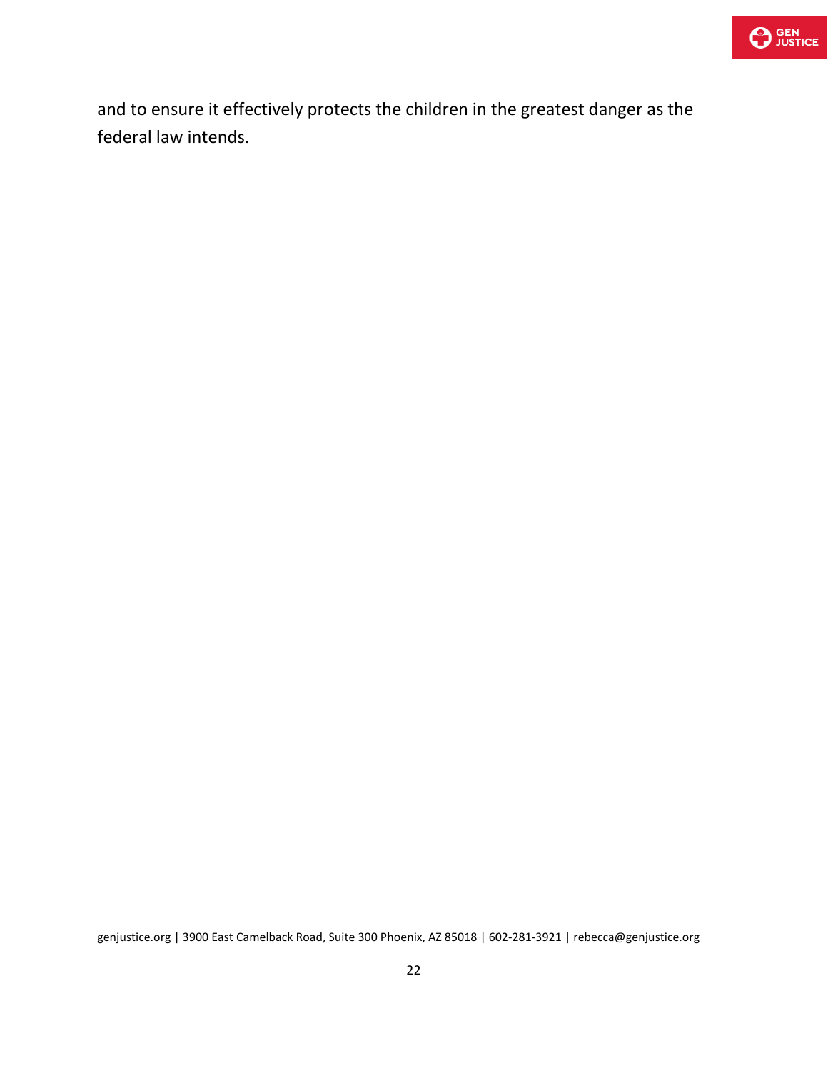and to ensure it effectively protects the children in the greatest danger as the federal law intends.